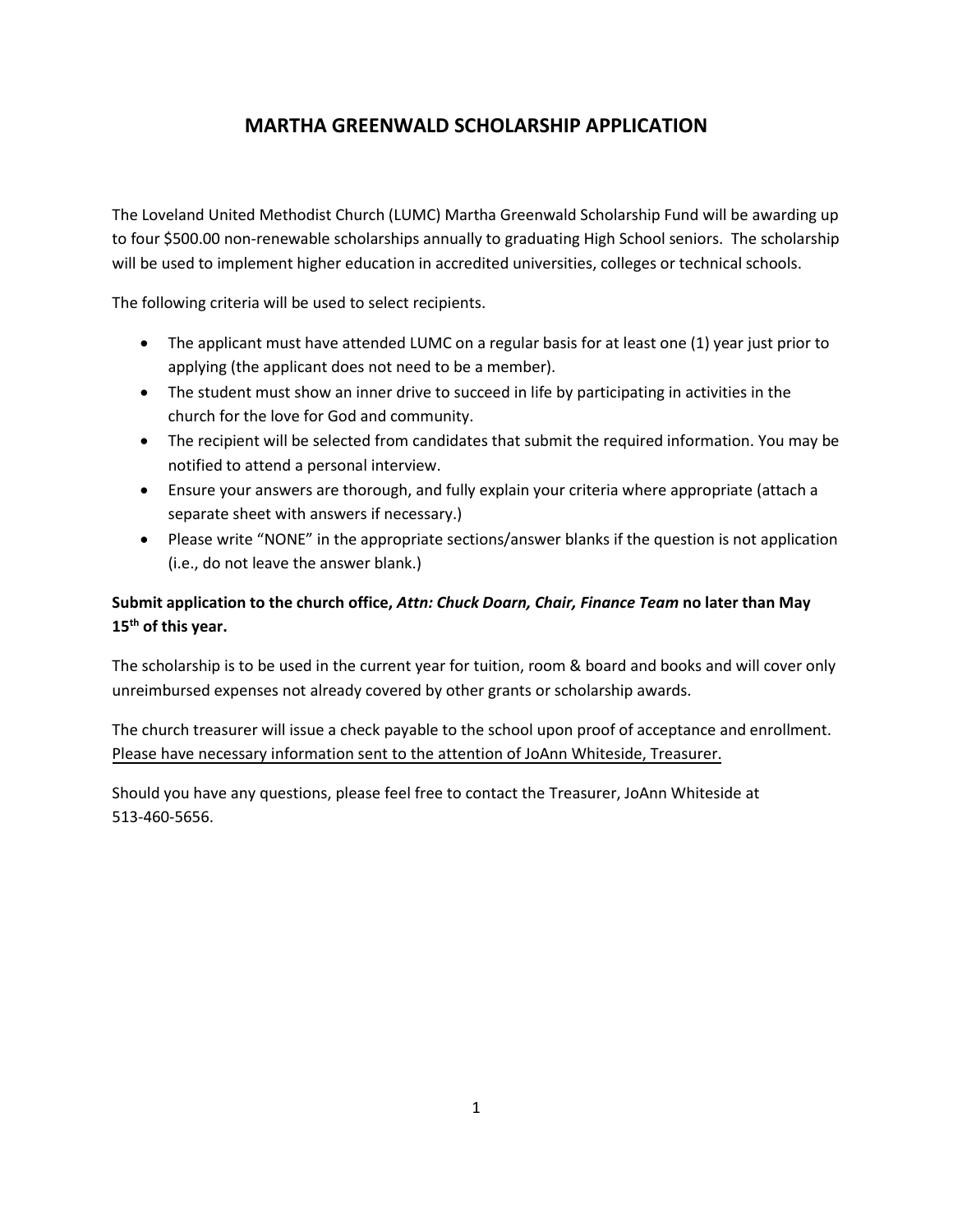# MARTHA GREENWALD SCHOLARSHIP APPLICATION

The Loveland United Methodist Church (LUMC) Martha Greenwald Scholarship Fund will be awarding up to four $500.00 non-renewable scholarships annually to graduating High School seniors. The scholarship will be used to implement higher education in accredited universities, colleges or technical schools.

The following criteria will be used to select recipients.

- The applicant must have attended LUMC on a regular basis for at least one (1) year just prior to applying (the applicant does not need to be a member).
- The student must show an inner drive to succeed in life by participating in activities in the church for the love for God and community.
- The recipient will be selected from candidates that submit the required information. You may be notified to attend a personal interview.
- Ensure your answers are thorough, and fully explain your criteria where appropriate (attach a separate sheet with answers if necessary.)
- Please write "NONE" in the appropriate sections/answer blanks if the question is not application (i.e., do not leave the answer blank.)

**Submit application to the church office, *Attn: Chuck Doarn, Chair, Finance Team* no later than May 15th of this year.**

The scholarship is to be used in the current year for tuition, room & board and books and will cover only unreimbursed expenses not already covered by other grants or scholarship awards.

The church treasurer will issue a check payable to the school upon proof of acceptance and enrollment. Please have necessary information sent to the attention of JoAnn Whiteside, Treasurer.

Should you have any questions, please feel free to contact the Treasurer, JoAnn Whiteside at 513-460-5656.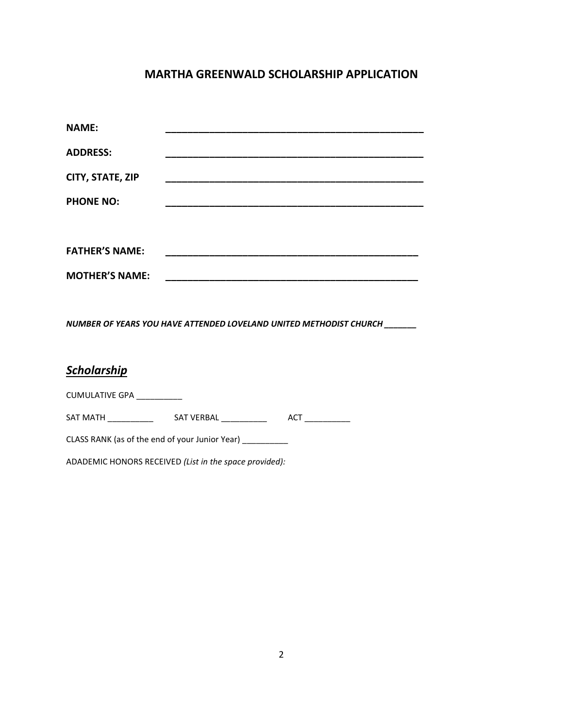# MARTHA GREENWALD SCHOLARSHIP APPLICATION

**NAME:** __________________________________________________

**ADDRESS:** __________________________________________________

**CITY, STATE, ZIP** __________________________________________________

**PHONE NO:** __________________________________________________

**FATHER'S NAME:** _________________________________________________

**MOTHER'S NAME:** _________________________________________________

***NUMBER OF YEARS YOU HAVE ATTENDED LOVELAND UNITED METHODIST CHURCH _______***

## ***Scholarship***

CUMULATIVE GPA __________

SAT MATH __________ SAT VERBAL __________ ACT __________

CLASS RANK (as of the end of your Junior Year) __________

ADADEMIC HONORS RECEIVED *(List in the space provided):*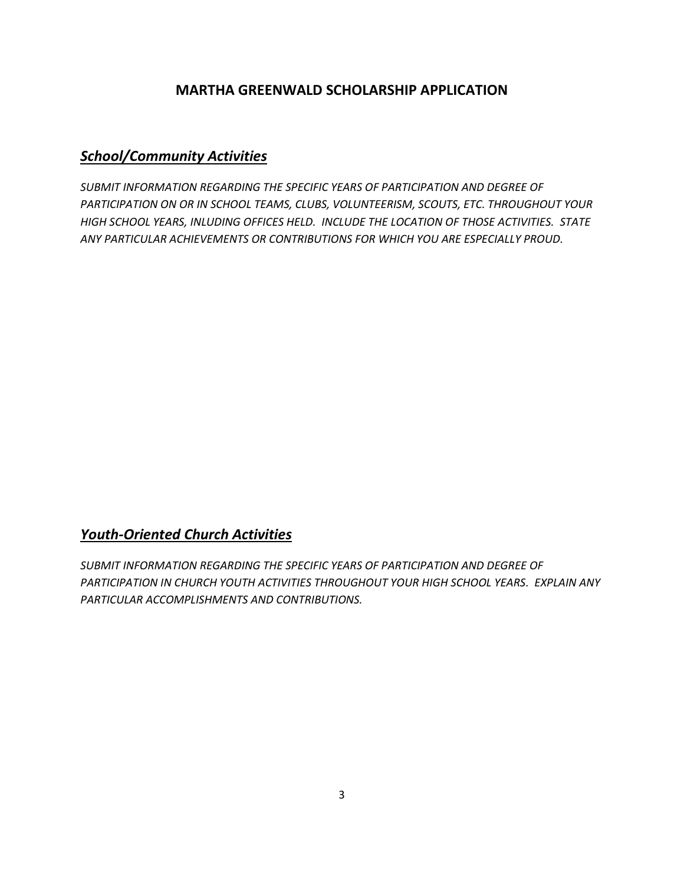## MARTHA GREENWALD SCHOLARSHIP APPLICATION

### ***<u>School/Community Activities</u>***

*SUBMIT INFORMATION REGARDING THE SPECIFIC YEARS OF PARTICIPATION AND DEGREE OF PARTICIPATION ON OR IN SCHOOL TEAMS, CLUBS, VOLUNTEERISM, SCOUTS, ETC. THROUGHOUT YOUR HIGH SCHOOL YEARS, INLUDING OFFICES HELD. INCLUDE THE LOCATION OF THOSE ACTIVITIES. STATE ANY PARTICULAR ACHIEVEMENTS OR CONTRIBUTIONS FOR WHICH YOU ARE ESPECIALLY PROUD.*

### ***<u>Youth-Oriented Church Activities</u>***

*SUBMIT INFORMATION REGARDING THE SPECIFIC YEARS OF PARTICIPATION AND DEGREE OF PARTICIPATION IN CHURCH YOUTH ACTIVITIES THROUGHOUT YOUR HIGH SCHOOL YEARS. EXPLAIN ANY PARTICULAR ACCOMPLISHMENTS AND CONTRIBUTIONS.*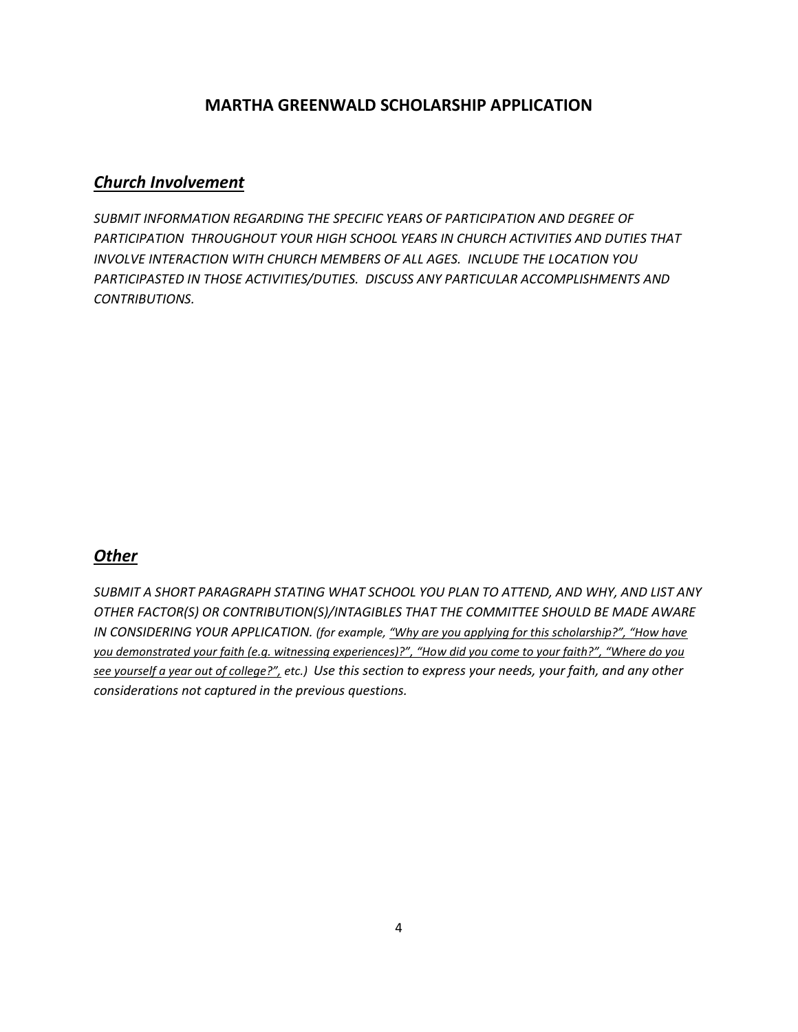## MARTHA GREENWALD SCHOLARSHIP APPLICATION

### ***Church Involvement***

*SUBMIT INFORMATION REGARDING THE SPECIFIC YEARS OF PARTICIPATION AND DEGREE OF PARTICIPATION THROUGHOUT YOUR HIGH SCHOOL YEARS IN CHURCH ACTIVITIES AND DUTIES THAT INVOLVE INTERACTION WITH CHURCH MEMBERS OF ALL AGES. INCLUDE THE LOCATION YOU PARTICIPASTED IN THOSE ACTIVITIES/DUTIES. DISCUSS ANY PARTICULAR ACCOMPLISHMENTS AND CONTRIBUTIONS.*

### ***Other***

*SUBMIT A SHORT PARAGRAPH STATING WHAT SCHOOL YOU PLAN TO ATTEND, AND WHY, AND LIST ANY OTHER FACTOR(S) OR CONTRIBUTION(S)/INTAGIBLES THAT THE COMMITTEE SHOULD BE MADE AWARE IN CONSIDERING YOUR APPLICATION. (for example, <u>"Why are you applying for this scholarship?", "How have you demonstrated your faith (e.g. witnessing experiences)?", "How did you come to your faith?", "Where do you see yourself a year out of college?",</u> etc.) Use this section to express your needs, your faith, and any other considerations not captured in the previous questions.*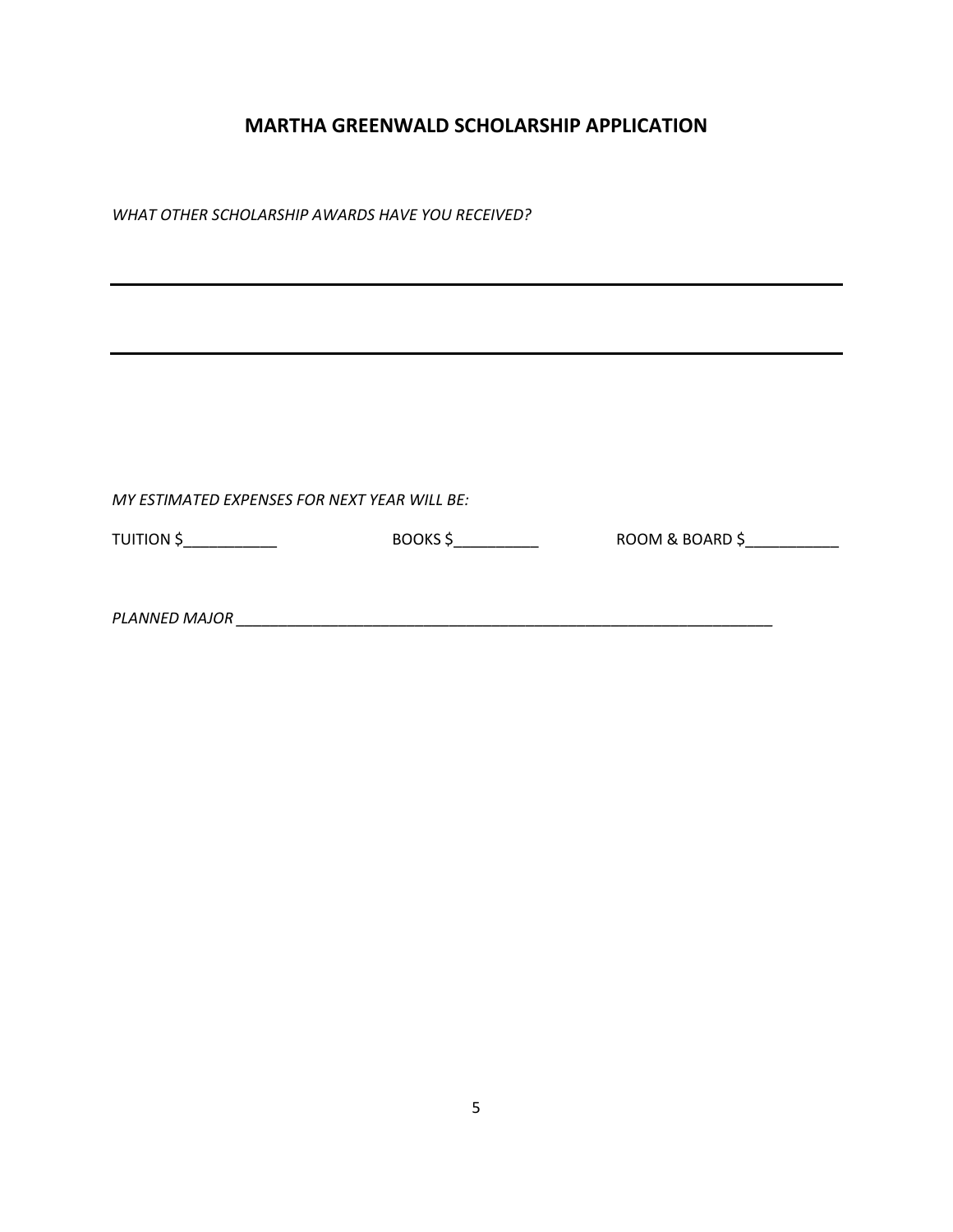## MARTHA GREENWALD SCHOLARSHIP APPLICATION

*WHAT OTHER SCHOLARSHIP AWARDS HAVE YOU RECEIVED?*

---

---

*MY ESTIMATED EXPENSES FOR NEXT YEAR WILL BE:*

TUITION $___________ BOOKS $__________ ROOM & BOARD $___________

*PLANNED MAJOR* ___________________________________________________________________